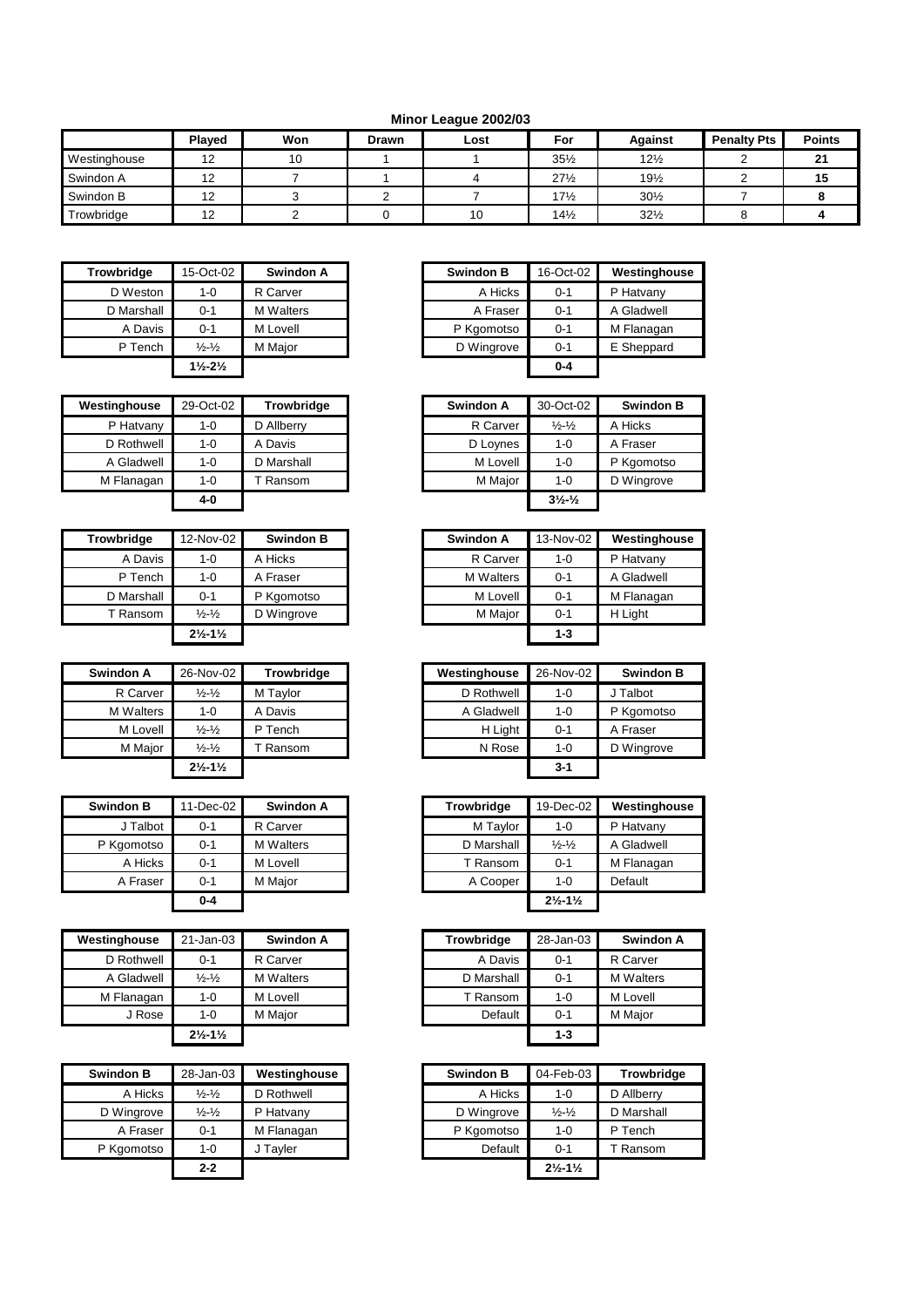# Minor League 2002/03

| | Played | Won | Drawn | Lost | For | Against | Penalty Pts | Points |
|---|---|---|---|---|---|---|---|---|
| Westinghouse | 12 | 10 | 1 | 1 | 35½ | 12½ | 2 | **21** |
| Swindon A | 12 | 7 | 1 | 4 | 27½ | 19½ | 2 | **15** |
| Swindon B | 12 | 3 | 2 | 7 | 17½ | 30½ | 7 | **8** |
| Trowbridge | 12 | 2 | 0 | 10 | 14½ | 32½ | 8 | **4** |

| Trowbridge | 15-Oct-02 | Swindon A |
|---|---|---|
| D Weston | 1-0 | R Carver |
| D Marshall | 0-1 | M Walters |
| A Davis | 0-1 | M Lovell |
| P Tench | ½-½ | M Major |
| | **1½-2½** | |

| Swindon B | 16-Oct-02 | Westinghouse |
|---|---|---|
| A Hicks | 0-1 | P Hatvany |
| A Fraser | 0-1 | A Gladwell |
| P Kgomotso | 0-1 | M Flanagan |
| D Wingrove | 0-1 | E Sheppard |
| | **0-4** | |

| Westinghouse | 29-Oct-02 | Trowbridge |
|---|---|---|
| P Hatvany | 1-0 | D Allberry |
| D Rothwell | 1-0 | A Davis |
| A Gladwell | 1-0 | D Marshall |
| M Flanagan | 1-0 | T Ransom |
| | **4-0** | |

| Swindon A | 30-Oct-02 | Swindon B |
|---|---|---|
| R Carver | ½-½ | A Hicks |
| D Loynes | 1-0 | A Fraser |
| M Lovell | 1-0 | P Kgomotso |
| M Major | 1-0 | D Wingrove |
| | **3½-½** | |

| Trowbridge | 12-Nov-02 | Swindon B |
|---|---|---|
| A Davis | 1-0 | A Hicks |
| P Tench | 1-0 | A Fraser |
| D Marshall | 0-1 | P Kgomotso |
| T Ransom | ½-½ | D Wingrove |
| | **2½-1½** | |

| Swindon A | 13-Nov-02 | Westinghouse |
|---|---|---|
| R Carver | 1-0 | P Hatvany |
| M Walters | 0-1 | A Gladwell |
| M Lovell | 0-1 | M Flanagan |
| M Major | 0-1 | H Light |
| | **1-3** | |

| Swindon A | 26-Nov-02 | Trowbridge |
|---|---|---|
| R Carver | ½-½ | M Taylor |
| M Walters | 1-0 | A Davis |
| M Lovell | ½-½ | P Tench |
| M Major | ½-½ | T Ransom |
| | **2½-1½** | |

| Westinghouse | 26-Nov-02 | Swindon B |
|---|---|---|
| D Rothwell | 1-0 | J Talbot |
| A Gladwell | 1-0 | P Kgomotso |
| H Light | 0-1 | A Fraser |
| N Rose | 1-0 | D Wingrove |
| | **3-1** | |

| Swindon B | 11-Dec-02 | Swindon A |
|---|---|---|
| J Talbot | 0-1 | R Carver |
| P Kgomotso | 0-1 | M Walters |
| A Hicks | 0-1 | M Lovell |
| A Fraser | 0-1 | M Major |
| | **0-4** | |

| Trowbridge | 19-Dec-02 | Westinghouse |
|---|---|---|
| M Taylor | 1-0 | P Hatvany |
| D Marshall | ½-½ | A Gladwell |
| T Ransom | 0-1 | M Flanagan |
| A Cooper | 1-0 | Default |
| | **2½-1½** | |

| Westinghouse | 21-Jan-03 | Swindon A |
|---|---|---|
| D Rothwell | 0-1 | R Carver |
| A Gladwell | ½-½ | M Walters |
| M Flanagan | 1-0 | M Lovell |
| J Rose | 1-0 | M Major |
| | **2½-1½** | |

| Trowbridge | 28-Jan-03 | Swindon A |
|---|---|---|
| A Davis | 0-1 | R Carver |
| D Marshall | 0-1 | M Walters |
| T Ransom | 1-0 | M Lovell |
| Default | 0-1 | M Major |
| | **1-3** | |

| Swindon B | 28-Jan-03 | Westinghouse |
|---|---|---|
| A Hicks | ½-½ | D Rothwell |
| D Wingrove | ½-½ | P Hatvany |
| A Fraser | 0-1 | M Flanagan |
| P Kgomotso | 1-0 | J Tayler |
| | **2-2** | |

| Swindon B | 04-Feb-03 | Trowbridge |
|---|---|---|
| A Hicks | 1-0 | D Allberry |
| D Wingrove | ½-½ | D Marshall |
| P Kgomotso | 1-0 | P Tench |
| Default | 0-1 | T Ransom |
| | **2½-1½** | |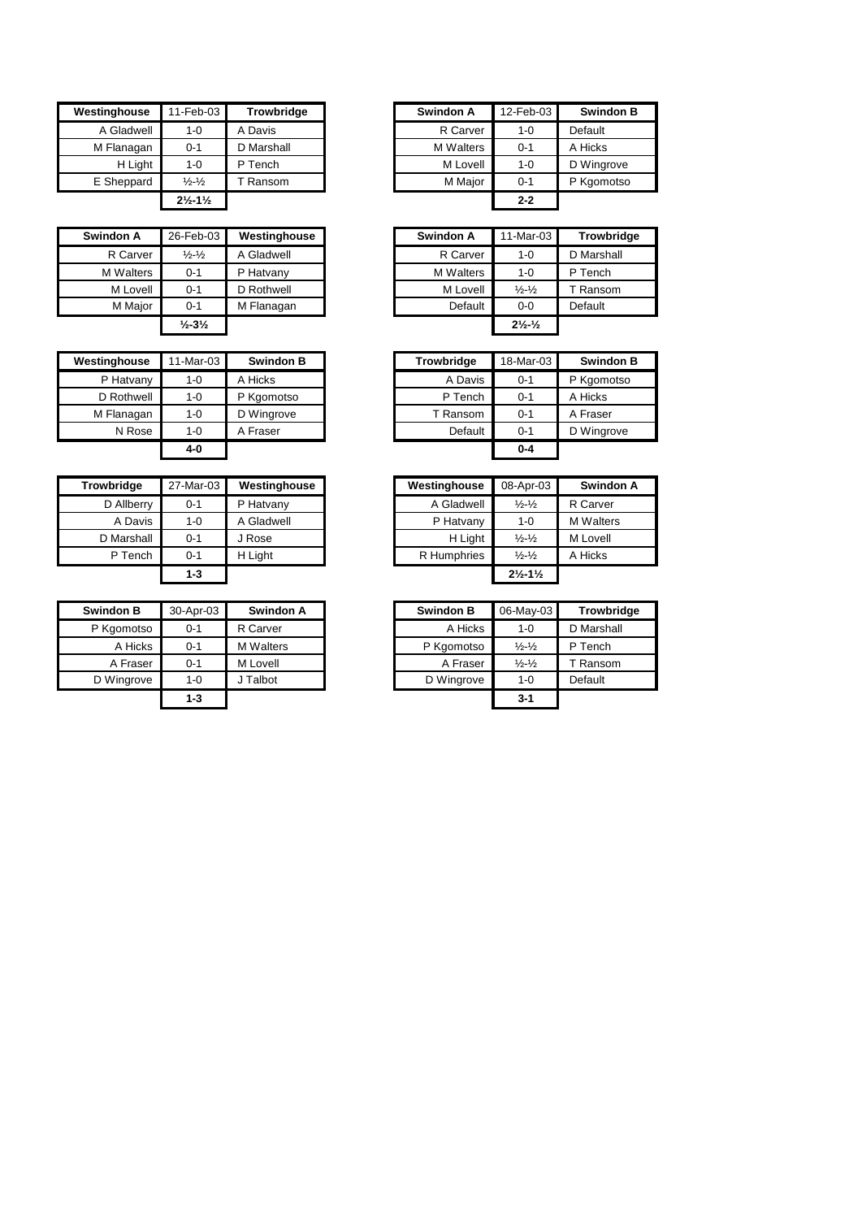| Westinghouse | 11-Feb-03 | Trowbridge |
|---|---|---|
| A Gladwell | 1-0 | A Davis |
| M Flanagan | 0-1 | D Marshall |
| H Light | 1-0 | P Tench |
| E Sheppard | ½-½ | T Ransom |
| | 2½-1½ | |

| Swindon A | 12-Feb-03 | Swindon B |
|---|---|---|
| R Carver | 1-0 | Default |
| M Walters | 0-1 | A Hicks |
| M Lovell | 1-0 | D Wingrove |
| M Major | 0-1 | P Kgomotso |
| | 2-2 | |

| Swindon A | 26-Feb-03 | Westinghouse |
|---|---|---|
| R Carver | ½-½ | A Gladwell |
| M Walters | 0-1 | P Hatvany |
| M Lovell | 0-1 | D Rothwell |
| M Major | 0-1 | M Flanagan |
| | ½-3½ | |

| Swindon A | 11-Mar-03 | Trowbridge |
|---|---|---|
| R Carver | 1-0 | D Marshall |
| M Walters | 1-0 | P Tench |
| M Lovell | ½-½ | T Ransom |
| Default | 0-0 | Default |
| | 2½-½ | |

| Westinghouse | 11-Mar-03 | Swindon B |
|---|---|---|
| P Hatvany | 1-0 | A Hicks |
| D Rothwell | 1-0 | P Kgomotso |
| M Flanagan | 1-0 | D Wingrove |
| N Rose | 1-0 | A Fraser |
| | 4-0 | |

| Trowbridge | 18-Mar-03 | Swindon B |
|---|---|---|
| A Davis | 0-1 | P Kgomotso |
| P Tench | 0-1 | A Hicks |
| T Ransom | 0-1 | A Fraser |
| Default | 0-1 | D Wingrove |
| | 0-4 | |

| Trowbridge | 27-Mar-03 | Westinghouse |
|---|---|---|
| D Allberry | 0-1 | P Hatvany |
| A Davis | 1-0 | A Gladwell |
| D Marshall | 0-1 | J Rose |
| P Tench | 0-1 | H Light |
| | 1-3 | |

| Westinghouse | 08-Apr-03 | Swindon A |
|---|---|---|
| A Gladwell | ½-½ | R Carver |
| P Hatvany | 1-0 | M Walters |
| H Light | ½-½ | M Lovell |
| R Humphries | ½-½ | A Hicks |
| | 2½-1½ | |

| Swindon B | 30-Apr-03 | Swindon A |
|---|---|---|
| P Kgomotso | 0-1 | R Carver |
| A Hicks | 0-1 | M Walters |
| A Fraser | 0-1 | M Lovell |
| D Wingrove | 1-0 | J Talbot |
| | 1-3 | |

| Swindon B | 06-May-03 | Trowbridge |
|---|---|---|
| A Hicks | 1-0 | D Marshall |
| P Kgomotso | ½-½ | P Tench |
| A Fraser | ½-½ | T Ransom |
| D Wingrove | 1-0 | Default |
| | 3-1 | |